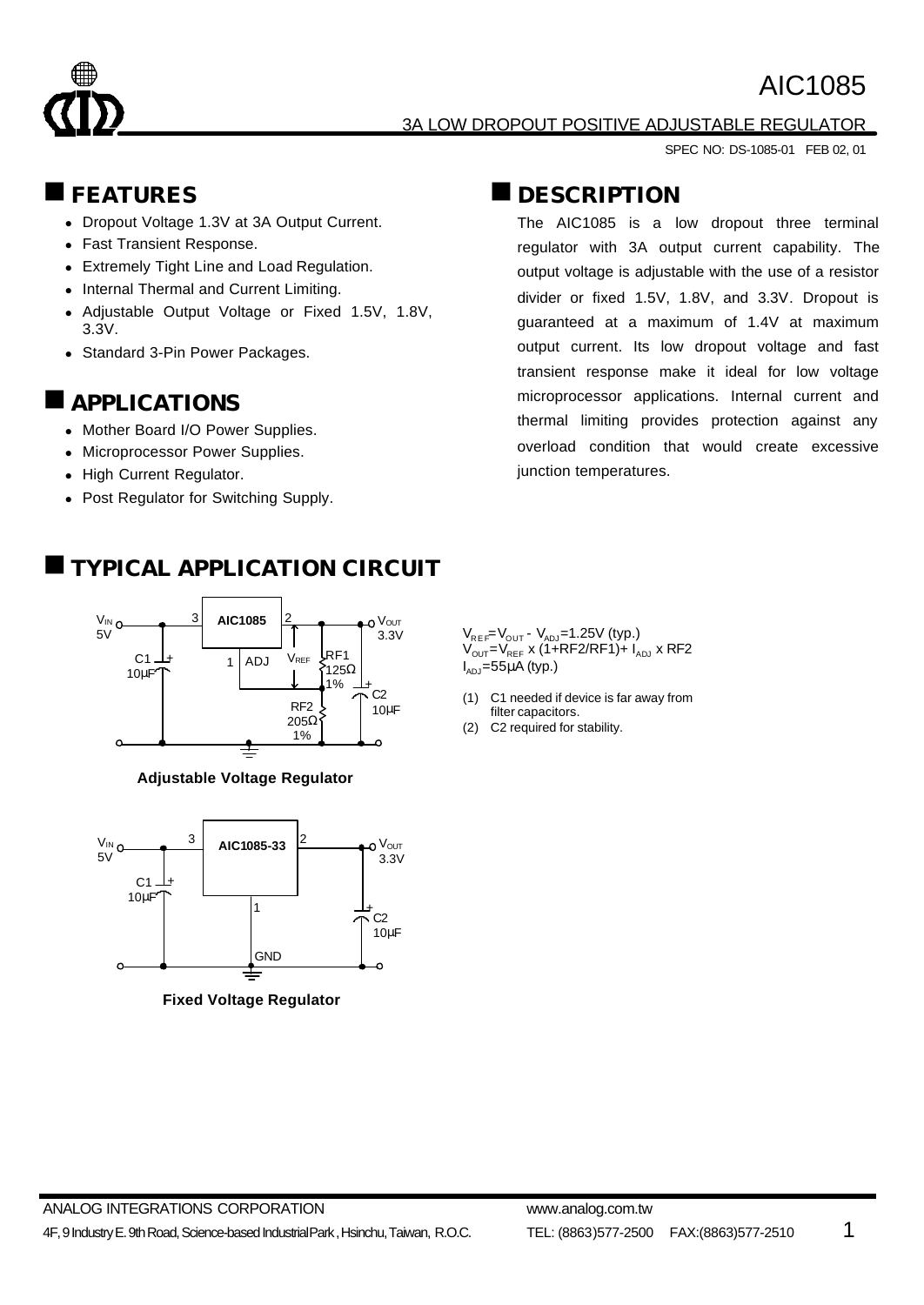# AIC1085

3A LOW DROPOUT POSITIVE ADJUSTABLE REGULATOR

SPEC NO: DS-1085-01 FEB 02, 01

## FEATURES

- Dropout Voltage 1.3V at 3A Output Current.
- Fast Transient Response.
- Extremely Tight Line and Load Regulation.
- Internal Thermal and Current Limiting.
- Adjustable Output Voltage or Fixed 1.5V, 1.8V, 3.3V.
- Standard 3-Pin Power Packages.

## APPLICATIONS

- Mother Board I/O Power Supplies.
- Microprocessor Power Supplies.
- High Current Regulator.
- Post Regulator for Switching Supply.

## DESCRIPTION

The AIC1085 is a low dropout three terminal regulator with 3A output current capability. The output voltage is adjustable with the use of a resistor divider or fixed 1.5V, 1.8V, and 3.3V. Dropout is guaranteed at a maximum of 1.4V at maximum output current. Its low dropout voltage and fast transient response make it ideal for low voltage microprocessor applications. Internal current and thermal limiting provides protection against any overload condition that would create excessive junction temperatures.

## TYPICAL APPLICATION CIRCUIT

$V_{REF}=V_{OUT}-V_{ADJ}=1.25V$ (typ.)

$V_{OUT}=V_{REF} \times (1+RF2/RF1)+I_{ADJ} \times RF2$

$I_{ADJ}=55\mu A$ (typ.)

(1) C1 needed if device is far away from filter capacitors.

(2) C2 required for stability.

**Adjustable Voltage Regulator**

**Fixed Voltage Regulator**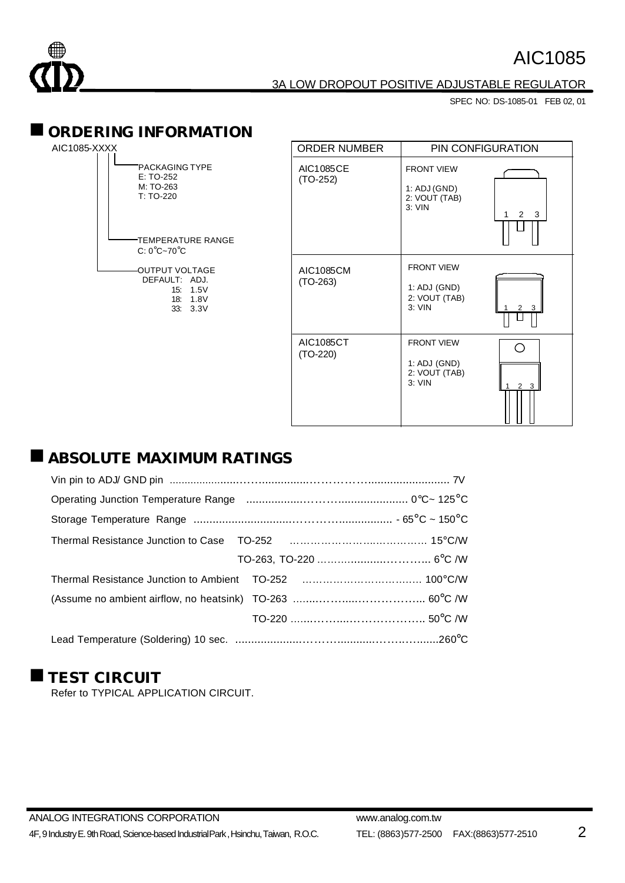## ORDERING INFORMATION

AIC1085-XXXX

- PACKAGING TYPE
  - E: TO-252
  - M: TO-263
  - T: TO-220
- TEMPERATURE RANGE
  - C: 0°C~70°C
- OUTPUT VOLTAGE
  - DEFAULT: ADJ.
  - 15: 1.5V
  - 18: 1.8V
  - 33: 3.3V

| ORDER NUMBER | PIN CONFIGURATION |
|---|---|
| AIC1085CE (TO-252) | FRONT VIEW<br>1: ADJ (GND)<br>2: VOUT (TAB)<br>3: VIN |
| AIC1085CM (TO-263) | FRONT VIEW<br>1: ADJ (GND)<br>2: VOUT (TAB)<br>3: VIN |
| AIC1085CT (TO-220) | FRONT VIEW<br>1: ADJ (GND)<br>2: VOUT (TAB)<br>3: VIN |

## ABSOLUTE MAXIMUM RATINGS

| | | |
|---|---|---|
| Vin pin to ADJ/ GND pin | | 7V |
| Operating Junction Temperature Range | | 0°C~ 125°C |
| Storage Temperature Range | | - 65°C ~ 150°C |
| Thermal Resistance Junction to Case | TO-252 | 15°C/W |
| | TO-263, TO-220 | 6°C /W |
| Thermal Resistance Junction to Ambient | TO-252 | 100°C/W |
| (Assume no ambient airflow, no heatsink) | TO-263 | 60°C /W |
| | TO-220 | 50°C /W |
| Lead Temperature (Soldering) 10 sec. | | 260°C |

## TEST CIRCUIT

Refer to TYPICAL APPLICATION CIRCUIT.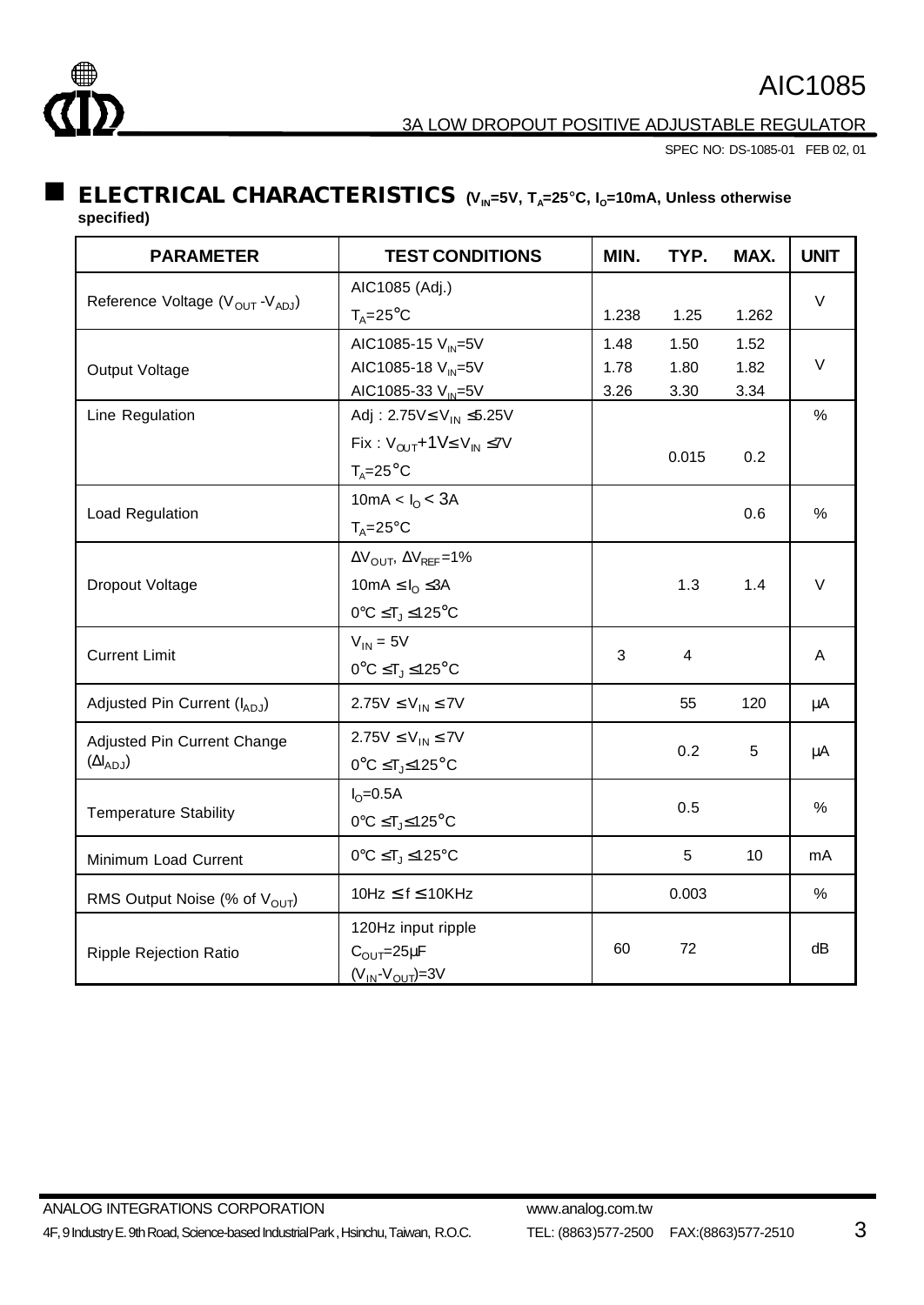## ELECTRICAL CHARACTERISTICS ($V_{IN}$=5V, $T_A$=25°C, $I_O$=10mA, Unless otherwise specified)

| PARAMETER | TEST CONDITIONS | MIN. | TYP. | MAX. | UNIT |
|---|---|---|---|---|---|
| Reference Voltage ($V_{OUT}$ - $V_{ADJ}$) | AIC1085 (Adj.)<br>$T_A$=25°C | 1.238 | 1.25 | 1.262 | V |
| Output Voltage | AIC1085-15 $V_{IN}$=5V<br>AIC1085-18 $V_{IN}$=5V<br>AIC1085-33 $V_{IN}$=5V | 1.48<br>1.78<br>3.26 | 1.50<br>1.80<br>3.30 | 1.52<br>1.82<br>3.34 | V |
| Line Regulation | Adj : 2.75V≤ $V_{IN}$ ≤5.25V<br>Fix : $V_{OUT}$+1V≤ $V_{IN}$ ≤7V<br>$T_A$=25°C | | 0.015 | 0.2 | % |
| Load Regulation | 10mA < $I_O$ < 3A<br>$T_A$=25°C | | | 0.6 | % |
| Dropout Voltage | $\Delta V_{OUT}$, $\Delta V_{REF}$=1%<br>10mA ≤ $I_O$ ≤3A<br>0°C ≤$T_J$ ≤125°C | | 1.3 | 1.4 | V |
| Current Limit | $V_{IN}$ = 5V<br>0°C ≤$T_J$ ≤125°C | 3 | 4 | | A |
| Adjusted Pin Current ($I_{ADJ}$) | 2.75V ≤ $V_{IN}$ ≤ 7V | | 55 | 120 | μA |
| Adjusted Pin Current Change ($\Delta I_{ADJ}$) | 2.75V ≤ $V_{IN}$ ≤ 7V<br>0°C ≤$T_J$≤125°C | | 0.2 | 5 | μA |
| Temperature Stability | $I_O$=0.5A<br>0°C ≤$T_J$≤125°C | | 0.5 | | % |
| Minimum Load Current | 0°C ≤$T_J$ ≤125°C | | 5 | 10 | mA |
| RMS Output Noise (% of $V_{OUT}$) | 10Hz ≤ f ≤ 10KHz | | 0.003 | | % |
| Ripple Rejection Ratio | 120Hz input ripple<br>$C_{OUT}$=25μF<br>($V_{IN}$-$V_{OUT}$)=3V | 60 | 72 | | dB |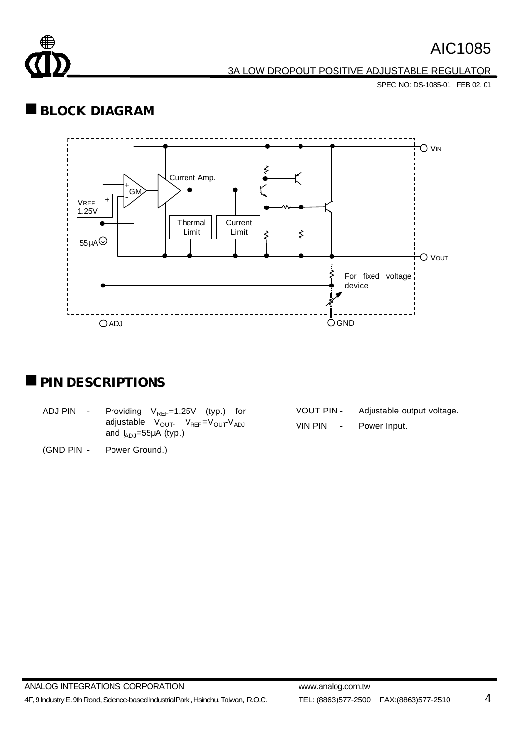## BLOCK DIAGRAM

VIN

Current Amp.

GM

VREF 1.25V

Thermal Limit

Current Limit

55μA

VOUT

For fixed voltage device

ADJ

GND

## PIN DESCRIPTIONS

ADJ PIN - Providing $V_{REF}$=1.25V (typ.) for adjustable $V_{OUT}$. $V_{REF}=V_{OUT}-V_{ADJ}$ and $I_{ADJ}$=55μA (typ.)

(GND PIN - Power Ground.)

VOUT PIN - Adjustable output voltage.

VIN PIN - Power Input.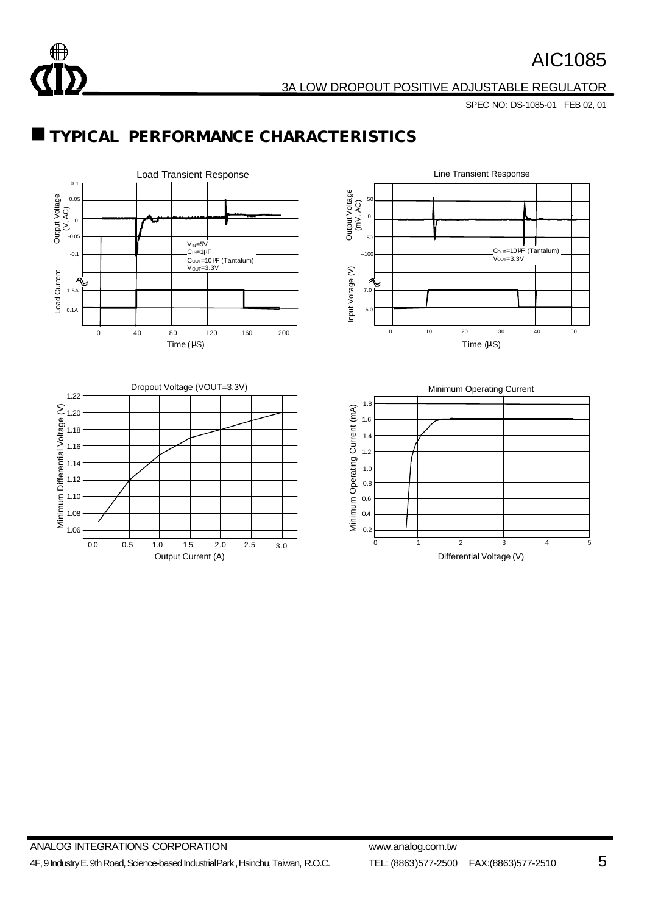## TYPICAL PERFORMANCE CHARACTERISTICS

Load Transient Response

Output Voltage (V, AC)

0.1, 0.05, 0, -0.05, -0.1

Load Current

1.5A, 0.1A

$V_{IN}$=5V
$C_{IN}$=1μF
$C_{OUT}$=10μF (Tantalum)
$V_{OUT}$=3.3V

0, 40, 80, 120, 160, 200

Time (μS)

Line Transient Response

Output Voltage (mV, AC)

50, 0, -50, -100

Input Voltage (V)

7.0, 6.0

$C_{OUT}$=10μF (Tantalum)
$V_{OUT}$=3.3V

0, 10, 20, 30, 40, 50

Time (μS)

Dropout Voltage (VOUT=3.3V)

Minimum Differential Voltage (V)

1.22, 1.20, 1.18, 1.16, 1.14, 1.12, 1.10, 1.08, 1.06

0.0, 0.5, 1.0, 1.5, 2.0, 2.5, 3.0

Output Current (A)

Minimum Operating Current

Minimum Operating Current (mA)

1.8, 1.6, 1.4, 1.2, 1.0, 0.8, 0.6, 0.4, 0.2

0, 1, 2, 3, 4, 5

Differential Voltage (V)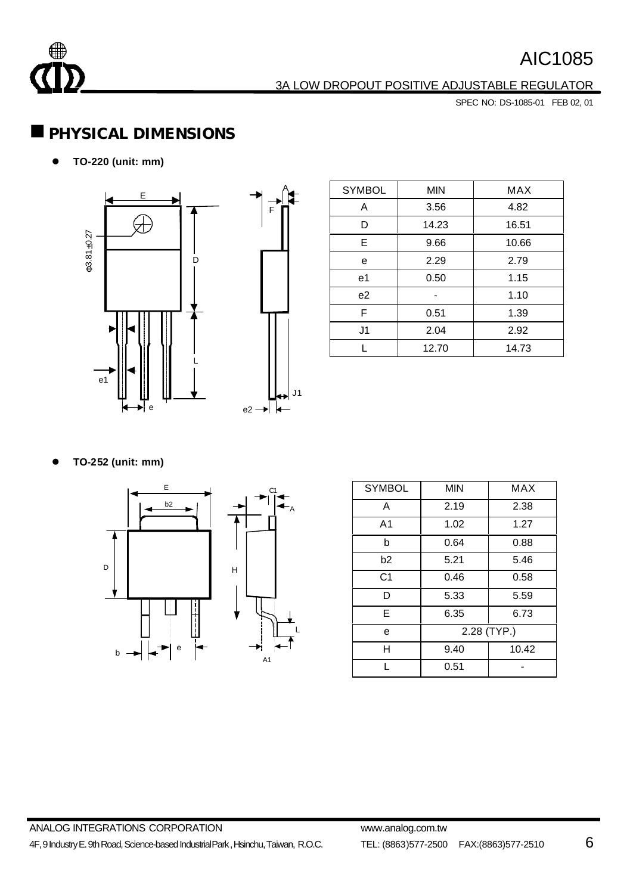## PHYSICAL DIMENSIONS

- **TO-220 (unit: mm)**

| SYMBOL | MIN | MAX |
|---|---|---|
| A | 3.56 | 4.82 |
| D | 14.23 | 16.51 |
| E | 9.66 | 10.66 |
| e | 2.29 | 2.79 |
| e1 | 0.50 | 1.15 |
| e2 | - | 1.10 |
| F | 0.51 | 1.39 |
| J1 | 2.04 | 2.92 |
| L | 12.70 | 14.73 |

- **TO-252 (unit: mm)**

| SYMBOL | MIN | MAX |
|---|---|---|
| A | 2.19 | 2.38 |
| A1 | 1.02 | 1.27 |
| b | 0.64 | 0.88 |
| b2 | 5.21 | 5.46 |
| C1 | 0.46 | 0.58 |
| D | 5.33 | 5.59 |
| E | 6.35 | 6.73 |
| e | 2.28 (TYP.) | |
| H | 9.40 | 10.42 |
| L | 0.51 | - |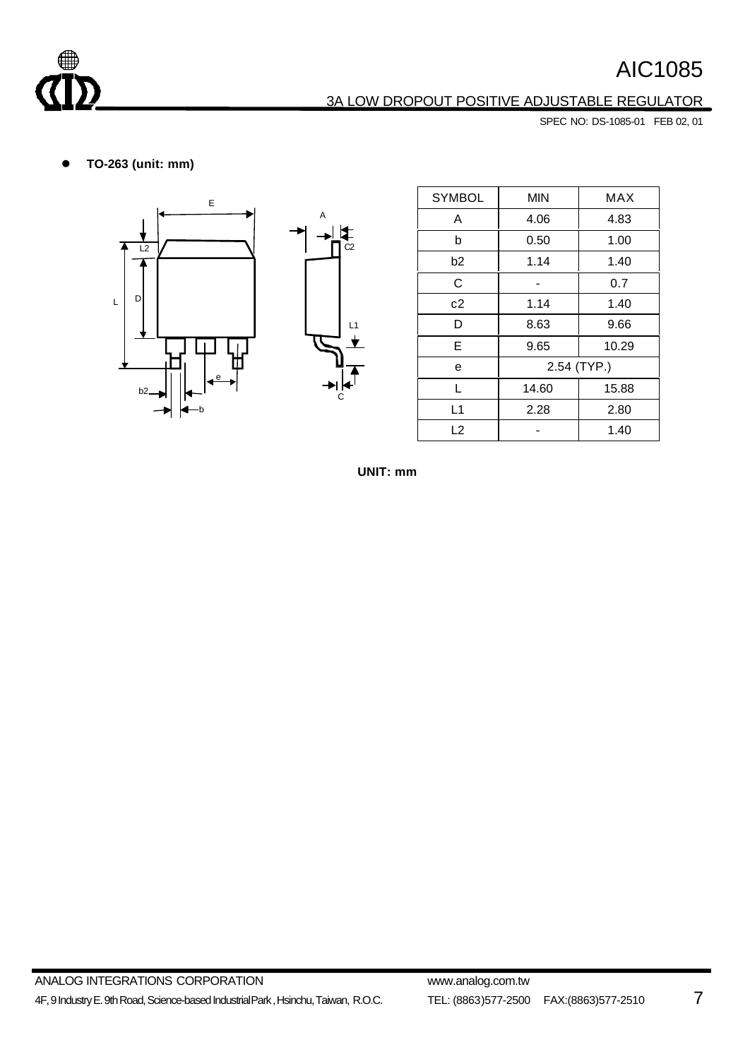- **TO-263 (unit: mm)**

E
A
L2
C2
L
D
L1
e
b2
b
C

| SYMBOL | MIN | MAX |
|---|---|---|
| A | 4.06 | 4.83 |
| b | 0.50 | 1.00 |
| b2 | 1.14 | 1.40 |
| C | - | 0.7 |
| c2 | 1.14 | 1.40 |
| D | 8.63 | 9.66 |
| E | 9.65 | 10.29 |
| e | 2.54 (TYP.) | |
| L | 14.60 | 15.88 |
| L1 | 2.28 | 2.80 |
| L2 | - | 1.40 |

**UNIT: mm**